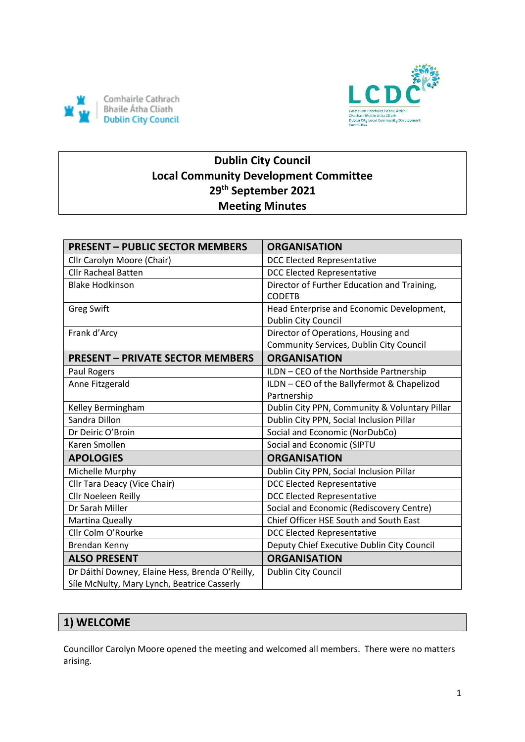Comhairle Cathrach Bhaile Átha Cliath
Dublin City Council

LCDC
Coiste um Fhorbairt Pobail Áitiúil Chathair Bhaile Átha Cliath
Dublin City Local Community Development Committee

# Dublin City Council
# Local Community Development Committee
# 29th September 2021
# Meeting Minutes

| PRESENT – PUBLIC SECTOR MEMBERS | ORGANISATION |
|---|---|
| Cllr Carolyn Moore (Chair) | DCC Elected Representative |
| Cllr Racheal Batten | DCC Elected Representative |
| Blake Hodkinson | Director of Further Education and Training, CODETB |
| Greg Swift | Head Enterprise and Economic Development, Dublin City Council |
| Frank d'Arcy | Director of Operations, Housing and Community Services, Dublin City Council |
| **PRESENT – PRIVATE SECTOR MEMBERS** | **ORGANISATION** |
| Paul Rogers | ILDN – CEO of the Northside Partnership |
| Anne Fitzgerald | ILDN – CEO of the Ballyfermot & Chapelizod Partnership |
| Kelley Bermingham | Dublin City PPN, Community & Voluntary Pillar |
| Sandra Dillon | Dublin City PPN, Social Inclusion Pillar |
| Dr Deiric O'Broin | Social and Economic (NorDubCo) |
| Karen Smollen | Social and Economic (SIPTU |
| **APOLOGIES** | **ORGANISATION** |
| Michelle Murphy | Dublin City PPN, Social Inclusion Pillar |
| Cllr Tara Deacy (Vice Chair) | DCC Elected Representative |
| Cllr Noeleen Reilly | DCC Elected Representative |
| Dr Sarah Miller | Social and Economic (Rediscovery Centre) |
| Martina Queally | Chief Officer HSE South and South East |
| Cllr Colm O'Rourke | DCC Elected Representative |
| Brendan Kenny | Deputy Chief Executive Dublin City Council |
| **ALSO PRESENT** | **ORGANISATION** |
| Dr Dáithí Downey, Elaine Hess, Brenda O'Reilly, Síle McNulty, Mary Lynch, Beatrice Casserly | Dublin City Council |

## 1) WELCOME

Councillor Carolyn Moore opened the meeting and welcomed all members. There were no matters arising.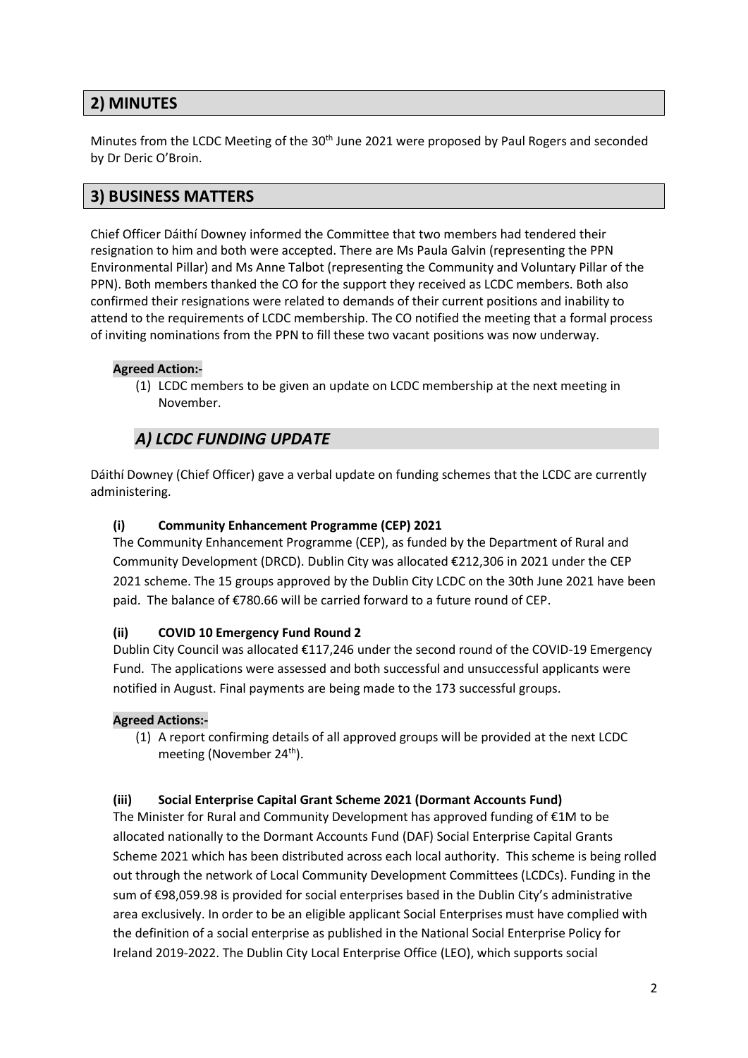## 2) MINUTES

Minutes from the LCDC Meeting of the 30th June 2021 were proposed by Paul Rogers and seconded by Dr Deric O'Broin.

## 3) BUSINESS MATTERS

Chief Officer Dáithí Downey informed the Committee that two members had tendered their resignation to him and both were accepted. There are Ms Paula Galvin (representing the PPN Environmental Pillar) and Ms Anne Talbot (representing the Community and Voluntary Pillar of the PPN). Both members thanked the CO for the support they received as LCDC members. Both also confirmed their resignations were related to demands of their current positions and inability to attend to the requirements of LCDC membership. The CO notified the meeting that a formal process of inviting nominations from the PPN to fill these two vacant positions was now underway.

**Agreed Action:-**

(1) LCDC members to be given an update on LCDC membership at the next meeting in November.

### *A) LCDC FUNDING UPDATE*

Dáithí Downey (Chief Officer) gave a verbal update on funding schemes that the LCDC are currently administering.

**(i) Community Enhancement Programme (CEP) 2021**

The Community Enhancement Programme (CEP), as funded by the Department of Rural and Community Development (DRCD). Dublin City was allocated €212,306 in 2021 under the CEP 2021 scheme. The 15 groups approved by the Dublin City LCDC on the 30th June 2021 have been paid. The balance of €780.66 will be carried forward to a future round of CEP.

**(ii) COVID 10 Emergency Fund Round 2**

Dublin City Council was allocated €117,246 under the second round of the COVID-19 Emergency Fund. The applications were assessed and both successful and unsuccessful applicants were notified in August. Final payments are being made to the 173 successful groups.

**Agreed Actions:-**

(1) A report confirming details of all approved groups will be provided at the next LCDC meeting (November 24th).

**(iii) Social Enterprise Capital Grant Scheme 2021 (Dormant Accounts Fund)**

The Minister for Rural and Community Development has approved funding of €1M to be allocated nationally to the Dormant Accounts Fund (DAF) Social Enterprise Capital Grants Scheme 2021 which has been distributed across each local authority. This scheme is being rolled out through the network of Local Community Development Committees (LCDCs). Funding in the sum of €98,059.98 is provided for social enterprises based in the Dublin City's administrative area exclusively. In order to be an eligible applicant Social Enterprises must have complied with the definition of a social enterprise as published in the National Social Enterprise Policy for Ireland 2019-2022. The Dublin City Local Enterprise Office (LEO), which supports social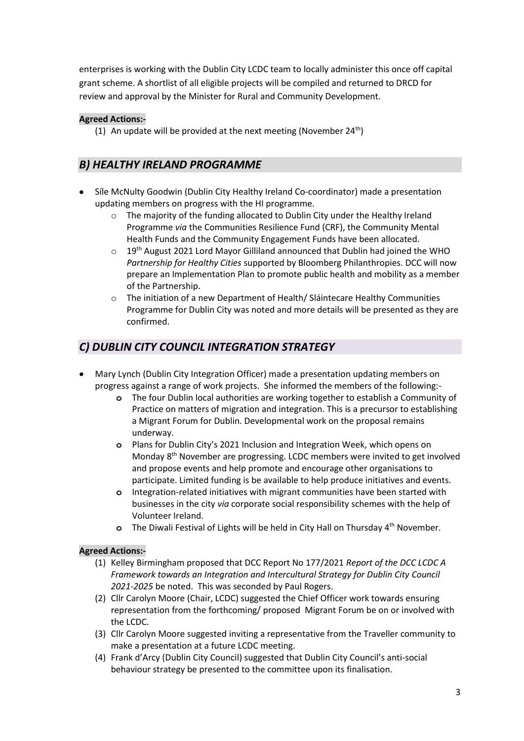enterprises is working with the Dublin City LCDC team to locally administer this once off capital grant scheme. A shortlist of all eligible projects will be compiled and returned to DRCD for review and approval by the Minister for Rural and Community Development.

**Agreed Actions:-**

(1) An update will be provided at the next meeting (November 24th)

## *B) HEALTHY IRELAND PROGRAMME*

- Síle McNulty Goodwin (Dublin City Healthy Ireland Co-coordinator) made a presentation updating members on progress with the HI programme.
  - The majority of the funding allocated to Dublin City under the Healthy Ireland Programme *via* the Communities Resilience Fund (CRF), the Community Mental Health Funds and the Community Engagement Funds have been allocated.
  - 19th August 2021 Lord Mayor Gilliland announced that Dublin had joined the WHO *Partnership for Healthy Cities* supported by Bloomberg Philanthropies. DCC will now prepare an Implementation Plan to promote public health and mobility as a member of the Partnership.
  - The initiation of a new Department of Health/ Sláintecare Healthy Communities Programme for Dublin City was noted and more details will be presented as they are confirmed.

## *C) DUBLIN CITY COUNCIL INTEGRATION STRATEGY*

- Mary Lynch (Dublin City Integration Officer) made a presentation updating members on progress against a range of work projects. She informed the members of the following:-
  - The four Dublin local authorities are working together to establish a Community of Practice on matters of migration and integration. This is a precursor to establishing a Migrant Forum for Dublin. Developmental work on the proposal remains underway.
  - Plans for Dublin City's 2021 Inclusion and Integration Week, which opens on Monday 8th November are progressing. LCDC members were invited to get involved and propose events and help promote and encourage other organisations to participate. Limited funding is be available to help produce initiatives and events.
  - Integration-related initiatives with migrant communities have been started with businesses in the city *via* corporate social responsibility schemes with the help of Volunteer Ireland.
  - The Diwali Festival of Lights will be held in City Hall on Thursday 4th November.

**Agreed Actions:-**

(1) Kelley Birmingham proposed that DCC Report No 177/2021 *Report of the DCC LCDC A Framework towards an Integration and Intercultural Strategy for Dublin City Council 2021-2025* be noted. This was seconded by Paul Rogers.

(2) Cllr Carolyn Moore (Chair, LCDC) suggested the Chief Officer work towards ensuring representation from the forthcoming/ proposed Migrant Forum be on or involved with the LCDC.

(3) Cllr Carolyn Moore suggested inviting a representative from the Traveller community to make a presentation at a future LCDC meeting.

(4) Frank d'Arcy (Dublin City Council) suggested that Dublin City Council's anti-social behaviour strategy be presented to the committee upon its finalisation.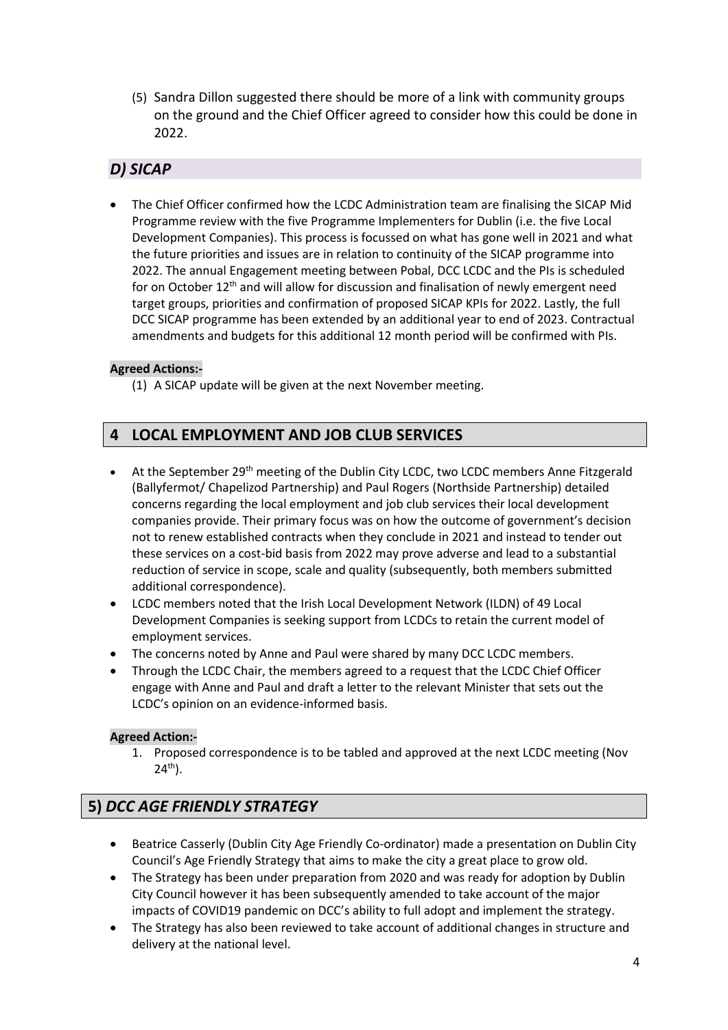(5) Sandra Dillon suggested there should be more of a link with community groups on the ground and the Chief Officer agreed to consider how this could be done in 2022.

## *D) SICAP*

- The Chief Officer confirmed how the LCDC Administration team are finalising the SICAP Mid Programme review with the five Programme Implementers for Dublin (i.e. the five Local Development Companies). This process is focussed on what has gone well in 2021 and what the future priorities and issues are in relation to continuity of the SICAP programme into 2022. The annual Engagement meeting between Pobal, DCC LCDC and the PIs is scheduled for on October 12th and will allow for discussion and finalisation of newly emergent need target groups, priorities and confirmation of proposed SICAP KPIs for 2022. Lastly, the full DCC SICAP programme has been extended by an additional year to end of 2023. Contractual amendments and budgets for this additional 12 month period will be confirmed with PIs.

**Agreed Actions:-**

(1) A SICAP update will be given at the next November meeting.

## 4 LOCAL EMPLOYMENT AND JOB CLUB SERVICES

- At the September 29th meeting of the Dublin City LCDC, two LCDC members Anne Fitzgerald (Ballyfermot/ Chapelizod Partnership) and Paul Rogers (Northside Partnership) detailed concerns regarding the local employment and job club services their local development companies provide. Their primary focus was on how the outcome of government's decision not to renew established contracts when they conclude in 2021 and instead to tender out these services on a cost-bid basis from 2022 may prove adverse and lead to a substantial reduction of service in scope, scale and quality (subsequently, both members submitted additional correspondence).
- LCDC members noted that the Irish Local Development Network (ILDN) of 49 Local Development Companies is seeking support from LCDCs to retain the current model of employment services.
- The concerns noted by Anne and Paul were shared by many DCC LCDC members.
- Through the LCDC Chair, the members agreed to a request that the LCDC Chief Officer engage with Anne and Paul and draft a letter to the relevant Minister that sets out the LCDC's opinion on an evidence-informed basis.

**Agreed Action:-**

1. Proposed correspondence is to be tabled and approved at the next LCDC meeting (Nov 24th).

## 5) *DCC AGE FRIENDLY STRATEGY*

- Beatrice Casserly (Dublin City Age Friendly Co-ordinator) made a presentation on Dublin City Council's Age Friendly Strategy that aims to make the city a great place to grow old.
- The Strategy has been under preparation from 2020 and was ready for adoption by Dublin City Council however it has been subsequently amended to take account of the major impacts of COVID19 pandemic on DCC's ability to full adopt and implement the strategy.
- The Strategy has also been reviewed to take account of additional changes in structure and delivery at the national level.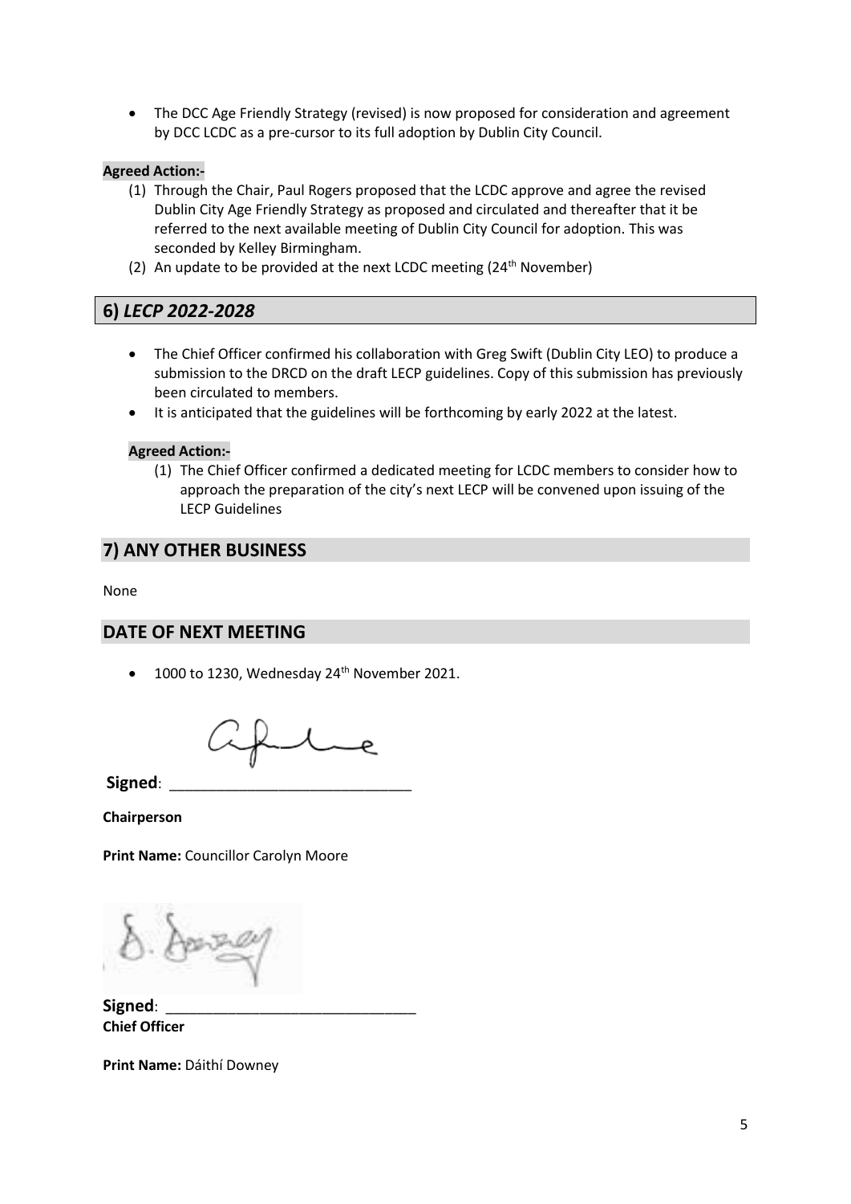- The DCC Age Friendly Strategy (revised) is now proposed for consideration and agreement by DCC LCDC as a pre-cursor to its full adoption by Dublin City Council.

**Agreed Action:-**

1. Through the Chair, Paul Rogers proposed that the LCDC approve and agree the revised Dublin City Age Friendly Strategy as proposed and circulated and thereafter that it be referred to the next available meeting of Dublin City Council for adoption. This was seconded by Kelley Birmingham.
2. An update to be provided at the next LCDC meeting (24th November)

## 6) *LECP 2022-2028*

- The Chief Officer confirmed his collaboration with Greg Swift (Dublin City LEO) to produce a submission to the DRCD on the draft LECP guidelines. Copy of this submission has previously been circulated to members.
- It is anticipated that the guidelines will be forthcoming by early 2022 at the latest.

**Agreed Action:-**

1. The Chief Officer confirmed a dedicated meeting for LCDC members to consider how to approach the preparation of the city's next LECP will be convened upon issuing of the LECP Guidelines

## 7) ANY OTHER BUSINESS

None

## DATE OF NEXT MEETING

- 1000 to 1230, Wednesday 24th November 2021.

**Signed**: ______________________________

**Chairperson**

**Print Name:** Councillor Carolyn Moore

**Signed**: ______________________________

**Chief Officer**

**Print Name:** Dáithí Downey